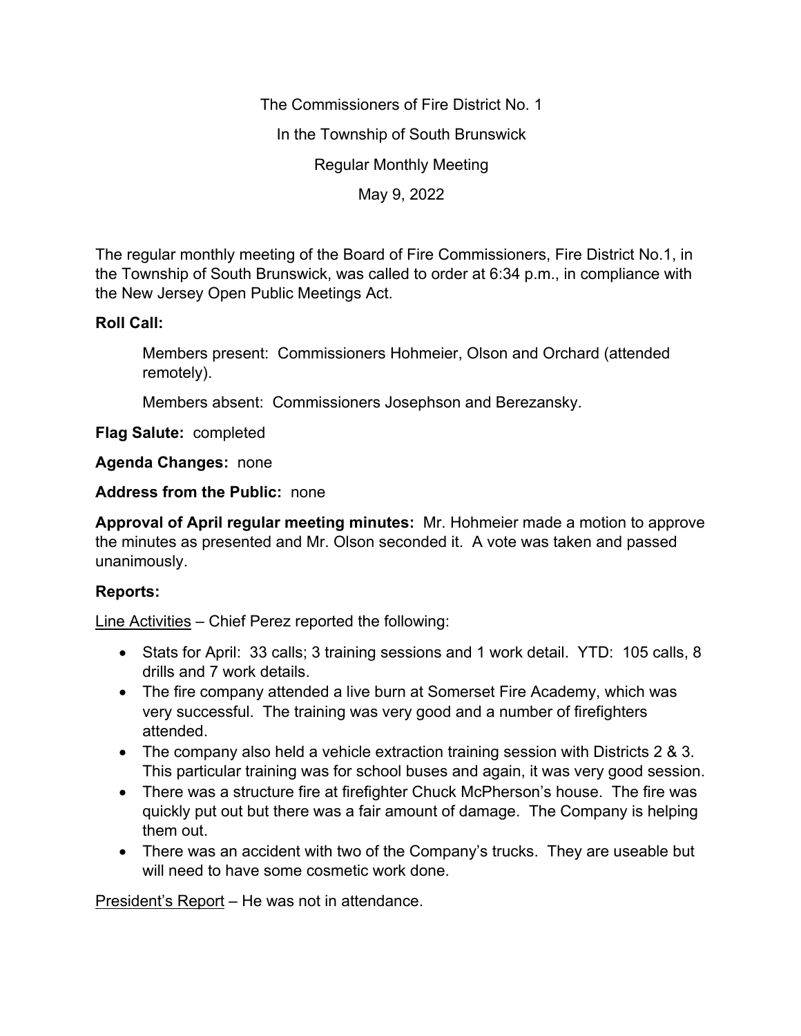The Commissioners of Fire District No. 1

In the Township of South Brunswick

Regular Monthly Meeting

May 9, 2022

The regular monthly meeting of the Board of Fire Commissioners, Fire District No.1, in the Township of South Brunswick, was called to order at 6:34 p.m., in compliance with the New Jersey Open Public Meetings Act.

**Roll Call:**

Members present: Commissioners Hohmeier, Olson and Orchard (attended remotely).

Members absent: Commissioners Josephson and Berezansky.

**Flag Salute:** completed

**Agenda Changes:** none

**Address from the Public:** none

**Approval of April regular meeting minutes:** Mr. Hohmeier made a motion to approve the minutes as presented and Mr. Olson seconded it. A vote was taken and passed unanimously.

**Reports:**

Line Activities – Chief Perez reported the following:

- Stats for April: 33 calls; 3 training sessions and 1 work detail. YTD: 105 calls, 8 drills and 7 work details.
- The fire company attended a live burn at Somerset Fire Academy, which was very successful. The training was very good and a number of firefighters attended.
- The company also held a vehicle extraction training session with Districts 2 & 3. This particular training was for school buses and again, it was very good session.
- There was a structure fire at firefighter Chuck McPherson's house. The fire was quickly put out but there was a fair amount of damage. The Company is helping them out.
- There was an accident with two of the Company's trucks. They are useable but will need to have some cosmetic work done.

President's Report – He was not in attendance.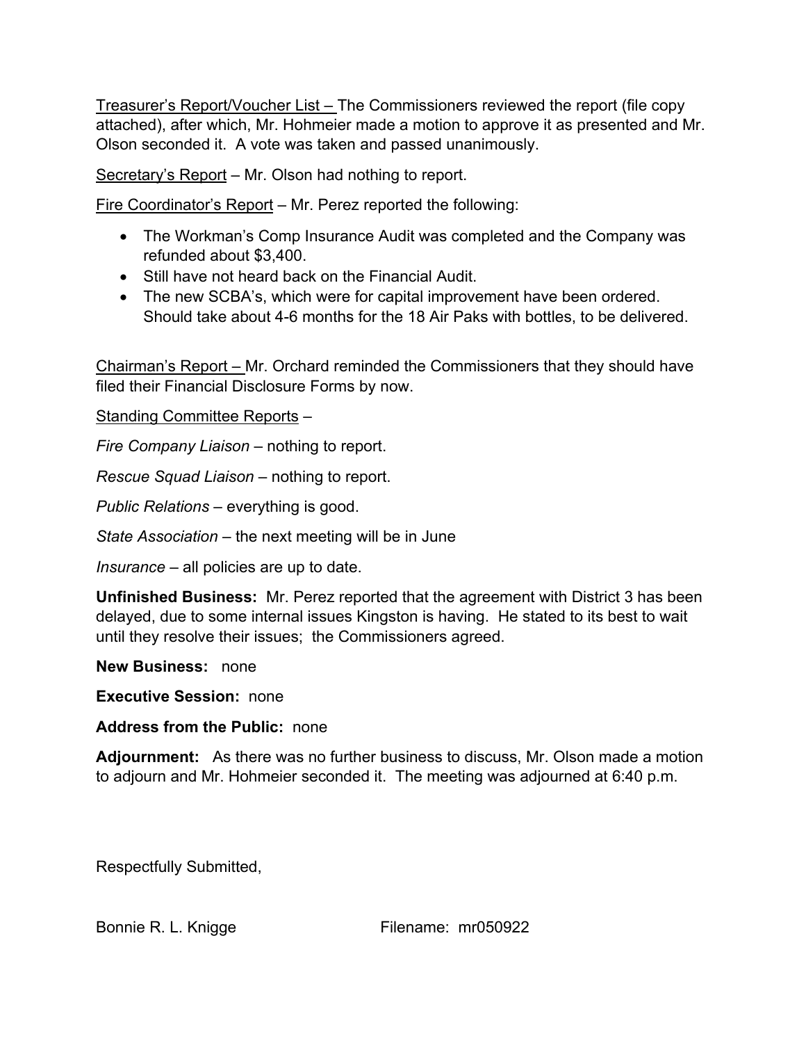Treasurer's Report/Voucher List – The Commissioners reviewed the report (file copy attached), after which, Mr. Hohmeier made a motion to approve it as presented and Mr. Olson seconded it. A vote was taken and passed unanimously.

Secretary's Report – Mr. Olson had nothing to report.

Fire Coordinator's Report – Mr. Perez reported the following:

- The Workman's Comp Insurance Audit was completed and the Company was refunded about $3,400.
- Still have not heard back on the Financial Audit.
- The new SCBA's, which were for capital improvement have been ordered. Should take about 4-6 months for the 18 Air Paks with bottles, to be delivered.

Chairman's Report – Mr. Orchard reminded the Commissioners that they should have filed their Financial Disclosure Forms by now.

Standing Committee Reports –

*Fire Company Liaison* – nothing to report.

*Rescue Squad Liaison* – nothing to report.

*Public Relations* – everything is good.

*State Association* – the next meeting will be in June

*Insurance* – all policies are up to date.

**Unfinished Business:** Mr. Perez reported that the agreement with District 3 has been delayed, due to some internal issues Kingston is having. He stated to its best to wait until they resolve their issues; the Commissioners agreed.

**New Business:** none

**Executive Session:** none

**Address from the Public:** none

**Adjournment:** As there was no further business to discuss, Mr. Olson made a motion to adjourn and Mr. Hohmeier seconded it. The meeting was adjourned at 6:40 p.m.

Respectfully Submitted,

Bonnie R. L. Knigge Filename: mr050922